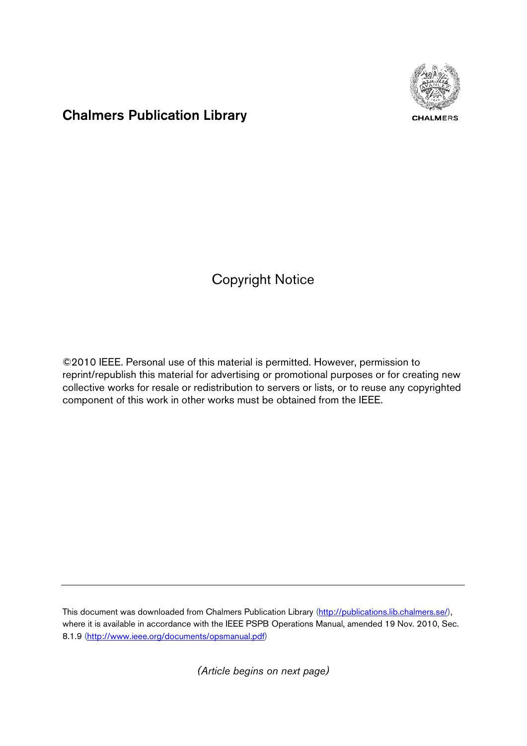## Chalmers Publication Library

CHALMERS

# Copyright Notice

©2010 IEEE. Personal use of this material is permitted. However, permission to reprint/republish this material for advertising or promotional purposes or for creating new collective works for resale or redistribution to servers or lists, or to reuse any copyrighted component of this work in other works must be obtained from the IEEE.

---

This document was downloaded from Chalmers Publication Library (http://publications.lib.chalmers.se/), where it is available in accordance with the IEEE PSPB Operations Manual, amended 19 Nov. 2010, Sec. 8.1.9 (http://www.ieee.org/documents/opsmanual.pdf)

*(Article begins on next page)*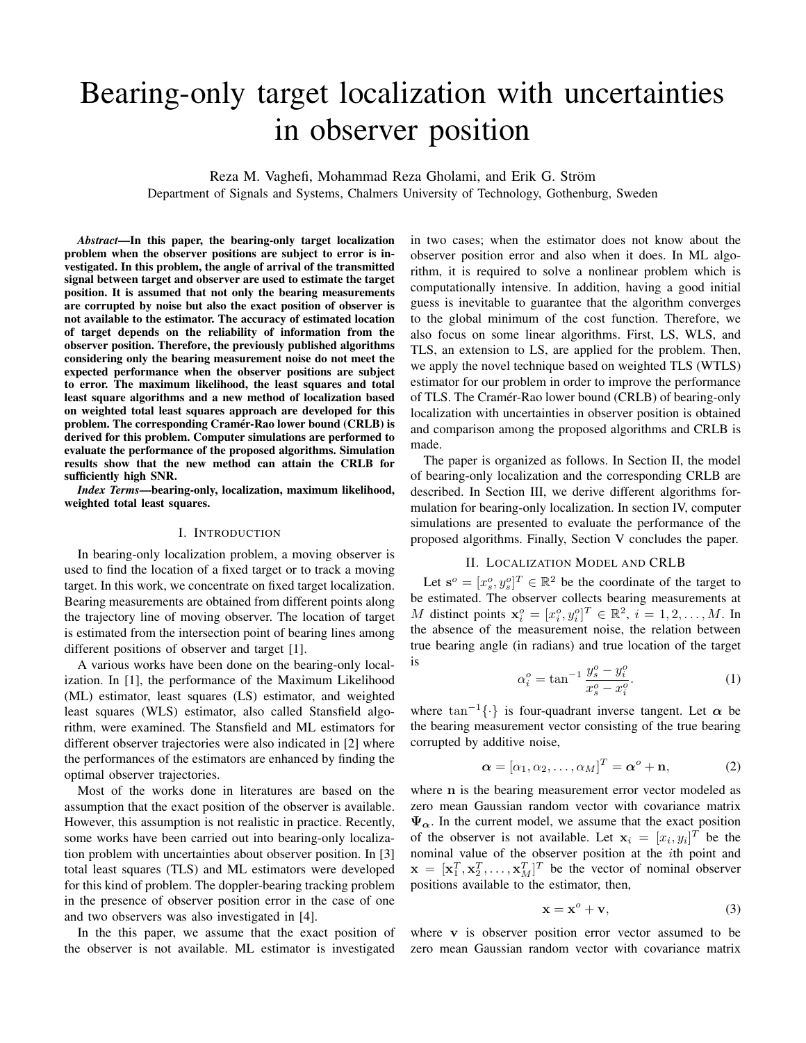# Bearing-only target localization with uncertainties in observer position

Reza M. Vaghefi, Mohammad Reza Gholami, and Erik G. Ström
Department of Signals and Systems, Chalmers University of Technology, Gothenburg, Sweden

***Abstract*—In this paper, the bearing-only target localization problem when the observer positions are subject to error is investigated. In this problem, the angle of arrival of the transmitted signal between target and observer are used to estimate the target position. It is assumed that not only the bearing measurements are corrupted by noise but also the exact position of observer is not available to the estimator. The accuracy of estimated location of target depends on the reliability of information from the observer position. Therefore, the previously published algorithms considering only the bearing measurement noise do not meet the expected performance when the observer positions are subject to error. The maximum likelihood, the least squares and total least square algorithms and a new method of localization based on weighted total least squares approach are developed for this problem. The corresponding Cramér-Rao lower bound (CRLB) is derived for this problem. Computer simulations are performed to evaluate the performance of the proposed algorithms. Simulation results show that the new method can attain the CRLB for sufficiently high SNR.**

***Index Terms*—bearing-only, localization, maximum likelihood, weighted total least squares.**

## I. Introduction

In bearing-only localization problem, a moving observer is used to find the location of a fixed target or to track a moving target. In this work, we concentrate on fixed target localization. Bearing measurements are obtained from different points along the trajectory line of moving observer. The location of target is estimated from the intersection point of bearing lines among different positions of observer and target [1].

A various works have been done on the bearing-only localization. In [1], the performance of the Maximum Likelihood (ML) estimator, least squares (LS) estimator, and weighted least squares (WLS) estimator, also called Stansfield algorithm, were examined. The Stansfield and ML estimators for different observer trajectories were also indicated in [2] where the performances of the estimators are enhanced by finding the optimal observer trajectories.

Most of the works done in literatures are based on the assumption that the exact position of the observer is available. However, this assumption is not realistic in practice. Recently, some works have been carried out into bearing-only localization problem with uncertainties about observer position. In [3] total least squares (TLS) and ML estimators were developed for this kind of problem. The doppler-bearing tracking problem in the presence of observer position error in the case of one and two observers was also investigated in [4].

In the this paper, we assume that the exact position of the observer is not available. ML estimator is investigated in two cases; when the estimator does not know about the observer position error and also when it does. In ML algorithm, it is required to solve a nonlinear problem which is computationally intensive. In addition, having a good initial guess is inevitable to guarantee that the algorithm converges to the global minimum of the cost function. Therefore, we also focus on some linear algorithms. First, LS, WLS, and TLS, an extension to LS, are applied for the problem. Then, we apply the novel technique based on weighted TLS (WTLS) estimator for our problem in order to improve the performance of TLS. The Cramér-Rao lower bound (CRLB) of bearing-only localization with uncertainties in observer position is obtained and comparison among the proposed algorithms and CRLB is made.

The paper is organized as follows. In Section II, the model of bearing-only localization and the corresponding CRLB are described. In Section III, we derive different algorithms formulation for bearing-only localization. In section IV, computer simulations are presented to evaluate the performance of the proposed algorithms. Finally, Section V concludes the paper.

## II. Localization Model and CRLB

Let $\mathbf{s}^o = [x_s^o, y_s^o]^T \in \mathbb{R}^2$ be the coordinate of the target to be estimated. The observer collects bearing measurements at $M$ distinct points $\mathbf{x}_i^o = [x_i^o, y_i^o]^T \in \mathbb{R}^2$, $i = 1, 2, \ldots, M$. In the absence of the measurement noise, the relation between true bearing angle (in radians) and true location of the target is

$$\alpha_i^o = \tan^{-1} \frac{y_s^o - y_i^o}{x_s^o - x_i^o}. \tag{1}$$

where $\tan^{-1}\{\cdot\}$ is four-quadrant inverse tangent. Let $\boldsymbol{\alpha}$ be the bearing measurement vector consisting of the true bearing corrupted by additive noise,

$$\boldsymbol{\alpha} = [\alpha_1, \alpha_2, \ldots, \alpha_M]^T = \boldsymbol{\alpha}^o + \mathbf{n}, \tag{2}$$

where $\mathbf{n}$ is the bearing measurement error vector modeled as zero mean Gaussian random vector with covariance matrix $\boldsymbol{\Psi}_{\boldsymbol{\alpha}}$. In the current model, we assume that the exact position of the observer is not available. Let $\mathbf{x}_i = [x_i, y_i]^T$ be the nominal value of the observer position at the $i$th point and $\mathbf{x} = [\mathbf{x}_1^T, \mathbf{x}_2^T, \ldots, \mathbf{x}_M^T]^T$ be the vector of nominal observer positions available to the estimator, then,

$$\mathbf{x} = \mathbf{x}^o + \mathbf{v}, \tag{3}$$

where $\mathbf{v}$ is observer position error vector assumed to be zero mean Gaussian random vector with covariance matrix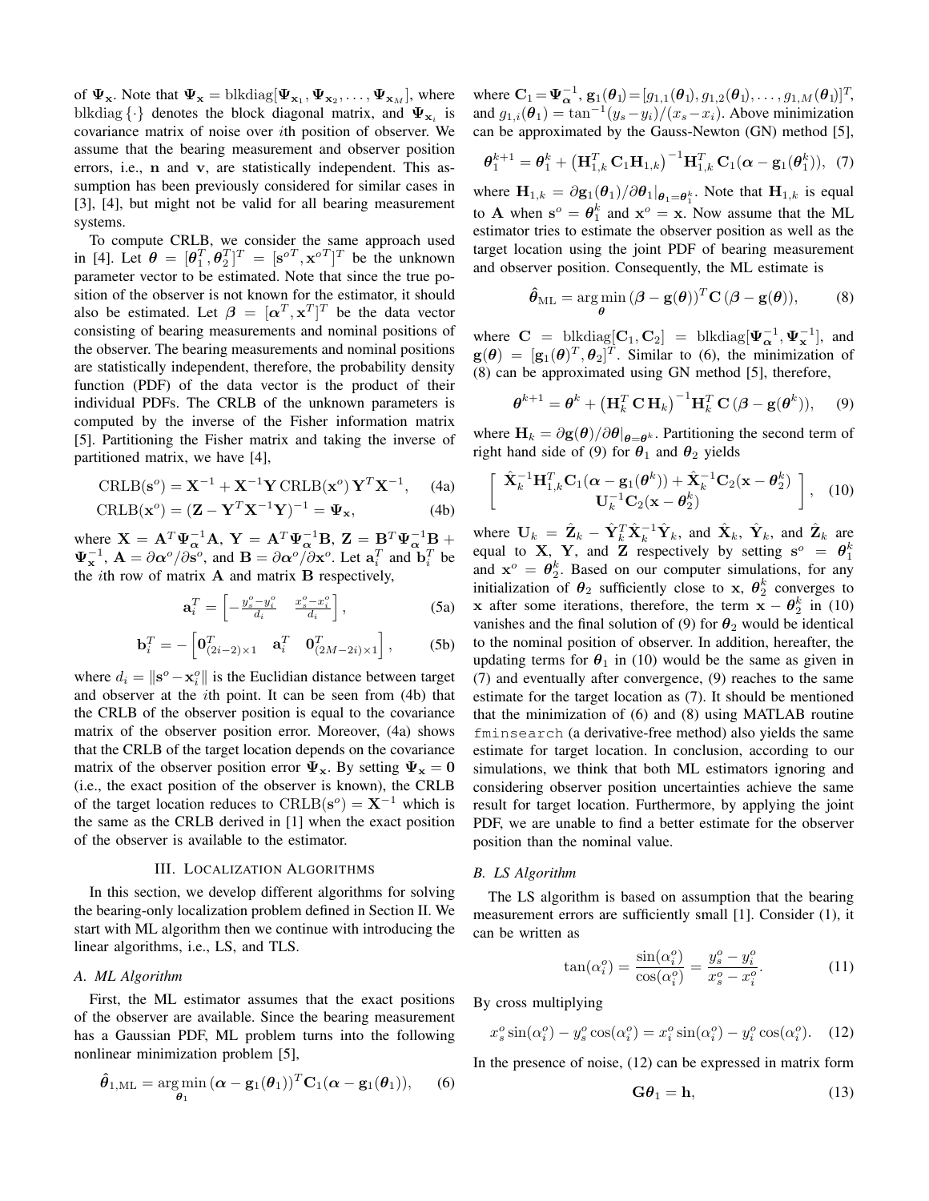of $\boldsymbol{\Psi}_{\mathbf{x}}$. Note that $\boldsymbol{\Psi}_{\mathbf{x}} = \text{blkdiag}[\boldsymbol{\Psi}_{\mathbf{x}_1}, \boldsymbol{\Psi}_{\mathbf{x}_2}, \ldots, \boldsymbol{\Psi}_{\mathbf{x}_M}]$, where blkdiag $\{\cdot\}$ denotes the block diagonal matrix, and $\boldsymbol{\Psi}_{\mathbf{x}_i}$ is covariance matrix of noise over $i$th position of observer. We assume that the bearing measurement and observer position errors, i.e., $\mathbf{n}$ and $\mathbf{v}$, are statistically independent. This assumption has been previously considered for similar cases in [3], [4], but might not be valid for all bearing measurement systems.

To compute CRLB, we consider the same approach used in [4]. Let $\boldsymbol{\theta} = [\boldsymbol{\theta}_1^T, \boldsymbol{\theta}_2^T]^T = [\mathbf{s}^{oT}, \mathbf{x}^{oT}]^T$ be the unknown parameter vector to be estimated. Note that since the true position of the observer is not known for the estimator, it should also be estimated. Let $\boldsymbol{\beta} = [\boldsymbol{\alpha}^T, \mathbf{x}^T]^T$ be the data vector consisting of bearing measurements and nominal positions of the observer. The bearing measurements and nominal positions are statistically independent, therefore, the probability density function (PDF) of the data vector is the product of their individual PDFs. The CRLB of the unknown parameters is computed by the inverse of the Fisher information matrix [5]. Partitioning the Fisher matrix and taking the inverse of partitioned matrix, we have [4],

$$\text{CRLB}(\mathbf{s}^o) = \mathbf{X}^{-1} + \mathbf{X}^{-1}\mathbf{Y}\,\text{CRLB}(\mathbf{x}^o)\,\mathbf{Y}^T\mathbf{X}^{-1}, \quad \text{(4a)}$$

$$\text{CRLB}(\mathbf{x}^o) = (\mathbf{Z} - \mathbf{Y}^T\mathbf{X}^{-1}\mathbf{Y})^{-1} = \boldsymbol{\Psi}_{\mathbf{x}}, \quad \text{(4b)}$$

where $\mathbf{X} = \mathbf{A}^T\boldsymbol{\Psi}_{\boldsymbol{\alpha}}^{-1}\mathbf{A}$, $\mathbf{Y} = \mathbf{A}^T\boldsymbol{\Psi}_{\boldsymbol{\alpha}}^{-1}\mathbf{B}$, $\mathbf{Z} = \mathbf{B}^T\boldsymbol{\Psi}_{\boldsymbol{\alpha}}^{-1}\mathbf{B} + \boldsymbol{\Psi}_{\mathbf{x}}^{-1}$, $\mathbf{A} = \partial\boldsymbol{\alpha}^o/\partial\mathbf{s}^o$, and $\mathbf{B} = \partial\boldsymbol{\alpha}^o/\partial\mathbf{x}^o$. Let $\mathbf{a}_i^T$ and $\mathbf{b}_i^T$ be the $i$th row of matrix $\mathbf{A}$ and matrix $\mathbf{B}$ respectively,

$$\mathbf{a}_i^T = \left[-\tfrac{y_s^o - y_i^o}{d_i} \quad \tfrac{x_s^o - x_i^o}{d_i}\right], \quad \text{(5a)}$$

$$\mathbf{b}_i^T = -\left[\mathbf{0}_{(2i-2)\times 1}^T \quad \mathbf{a}_i^T \quad \mathbf{0}_{(2M-2i)\times 1}^T\right], \quad \text{(5b)}$$

where $d_i = \|\mathbf{s}^o - \mathbf{x}_i^o\|$ is the Euclidian distance between target and observer at the $i$th point. It can be seen from (4b) that the CRLB of the observer position is equal to the covariance matrix of the observer position error. Moreover, (4a) shows that the CRLB of the target location depends on the covariance matrix of the observer position error $\boldsymbol{\Psi}_{\mathbf{x}}$. By setting $\boldsymbol{\Psi}_{\mathbf{x}} = \mathbf{0}$ (i.e., the exact position of the observer is known), the CRLB of the target location reduces to $\text{CRLB}(\mathbf{s}^o) = \mathbf{X}^{-1}$ which is the same as the CRLB derived in [1] when the exact position of the observer is available to the estimator.

## III. Localization Algorithms

In this section, we develop different algorithms for solving the bearing-only localization problem defined in Section II. We start with ML algorithm then we continue with introducing the linear algorithms, i.e., LS, and TLS.

### A. ML Algorithm

First, the ML estimator assumes that the exact positions of the observer are available. Since the bearing measurement has a Gaussian PDF, ML problem turns into the following nonlinear minimization problem [5],

$$\hat{\boldsymbol{\theta}}_{1,\text{ML}} = \arg\min_{\boldsymbol{\theta}_1} (\boldsymbol{\alpha} - \mathbf{g}_1(\boldsymbol{\theta}_1))^T\mathbf{C}_1(\boldsymbol{\alpha} - \mathbf{g}_1(\boldsymbol{\theta}_1)), \quad (6)$$

where $\mathbf{C}_1 = \boldsymbol{\Psi}_{\boldsymbol{\alpha}}^{-1}$, $\mathbf{g}_1(\boldsymbol{\theta}_1) = [g_{1,1}(\boldsymbol{\theta}_1), g_{1,2}(\boldsymbol{\theta}_1), \ldots, g_{1,M}(\boldsymbol{\theta}_1)]^T$, and $g_{1,i}(\boldsymbol{\theta}_1) = \tan^{-1}(y_s - y_i)/(x_s - x_i)$. Above minimization can be approximated by the Gauss-Newton (GN) method [5],

$$\boldsymbol{\theta}_1^{k+1} = \boldsymbol{\theta}_1^k + \left(\mathbf{H}_{1,k}^T\mathbf{C}_1\mathbf{H}_{1,k}\right)^{-1}\mathbf{H}_{1,k}^T\mathbf{C}_1(\boldsymbol{\alpha} - \mathbf{g}_1(\boldsymbol{\theta}_1^k)), \quad (7)$$

where $\mathbf{H}_{1,k} = \partial\mathbf{g}_1(\boldsymbol{\theta}_1)/\partial\boldsymbol{\theta}_1|_{\boldsymbol{\theta}_1 = \boldsymbol{\theta}_1^k}$. Note that $\mathbf{H}_{1,k}$ is equal to $\mathbf{A}$ when $\mathbf{s}^o = \boldsymbol{\theta}_1^k$ and $\mathbf{x}^o = \mathbf{x}$. Now assume that the ML estimator tries to estimate the observer position as well as the target location using the joint PDF of bearing measurement and observer position. Consequently, the ML estimate is

$$\hat{\boldsymbol{\theta}}_{\text{ML}} = \arg\min_{\boldsymbol{\theta}} (\boldsymbol{\beta} - \mathbf{g}(\boldsymbol{\theta}))^T\mathbf{C}\,(\boldsymbol{\beta} - \mathbf{g}(\boldsymbol{\theta})), \quad (8)$$

where $\mathbf{C} = \text{blkdiag}[\mathbf{C}_1, \mathbf{C}_2] = \text{blkdiag}[\boldsymbol{\Psi}_{\boldsymbol{\alpha}}^{-1}, \boldsymbol{\Psi}_{\mathbf{x}}^{-1}]$, and $\mathbf{g}(\boldsymbol{\theta}) = [\mathbf{g}_1(\boldsymbol{\theta})^T, \boldsymbol{\theta}_2]^T$. Similar to (6), the minimization of (8) can be approximated using GN method [5], therefore,

$$\boldsymbol{\theta}^{k+1} = \boldsymbol{\theta}^k + \left(\mathbf{H}_k^T\,\mathbf{C}\,\mathbf{H}_k\right)^{-1}\mathbf{H}_k^T\,\mathbf{C}\,(\boldsymbol{\beta} - \mathbf{g}(\boldsymbol{\theta}^k)), \quad (9)$$

where $\mathbf{H}_k = \partial\mathbf{g}(\boldsymbol{\theta})/\partial\boldsymbol{\theta}|_{\boldsymbol{\theta} = \boldsymbol{\theta}^k}$. Partitioning the second term of right hand side of (9) for $\boldsymbol{\theta}_1$ and $\boldsymbol{\theta}_2$ yields

$$\begin{bmatrix} \hat{\mathbf{X}}_k^{-1}\mathbf{H}_{1,k}^T\mathbf{C}_1(\boldsymbol{\alpha} - \mathbf{g}_1(\boldsymbol{\theta}^k)) + \hat{\mathbf{X}}_k^{-1}\mathbf{C}_2(\mathbf{x} - \boldsymbol{\theta}_2^k) \\ \mathbf{U}_k^{-1}\mathbf{C}_2(\mathbf{x} - \boldsymbol{\theta}_2^k) \end{bmatrix}, \quad (10)$$

where $\mathbf{U}_k = \hat{\mathbf{Z}}_k - \hat{\mathbf{Y}}_k^T\hat{\mathbf{X}}_k^{-1}\hat{\mathbf{Y}}_k$, and $\hat{\mathbf{X}}_k$, $\hat{\mathbf{Y}}_k$, and $\hat{\mathbf{Z}}_k$ are equal to $\mathbf{X}$, $\mathbf{Y}$, and $\mathbf{Z}$ respectively by setting $\mathbf{s}^o = \boldsymbol{\theta}_1^k$ and $\mathbf{x}^o = \boldsymbol{\theta}_2^k$. Based on our computer simulations, for any initialization of $\boldsymbol{\theta}_2$ sufficiently close to $\mathbf{x}$, $\boldsymbol{\theta}_2^k$ converges to $\mathbf{x}$ after some iterations, therefore, the term $\mathbf{x} - \boldsymbol{\theta}_2^k$ in (10) vanishes and the final solution of (9) for $\boldsymbol{\theta}_2$ would be identical to the nominal position of observer. In addition, hereafter, the updating terms for $\boldsymbol{\theta}_1$ in (10) would be the same as given in (7) and eventually after convergence, (9) reaches to the same estimate for the target location as (7). It should be mentioned that the minimization of (6) and (8) using MATLAB routine `fminsearch` (a derivative-free method) also yields the same estimate for target location. In conclusion, according to our simulations, we think that both ML estimators ignoring and considering observer position uncertainties achieve the same result for target location. Furthermore, by applying the joint PDF, we are unable to find a better estimate for the observer position than the nominal value.

### B. LS Algorithm

The LS algorithm is based on assumption that the bearing measurement errors are sufficiently small [1]. Consider (1), it can be written as

$$\tan(\alpha_i^o) = \frac{\sin(\alpha_i^o)}{\cos(\alpha_i^o)} = \frac{y_s^o - y_i^o}{x_s^o - x_i^o}. \quad (11)$$

By cross multiplying

$$x_s^o\sin(\alpha_i^o) - y_s^o\cos(\alpha_i^o) = x_i^o\sin(\alpha_i^o) - y_i^o\cos(\alpha_i^o). \quad (12)$$

In the presence of noise, (12) can be expressed in matrix form

$$\mathbf{G}\boldsymbol{\theta}_1 = \mathbf{h}, \quad (13)$$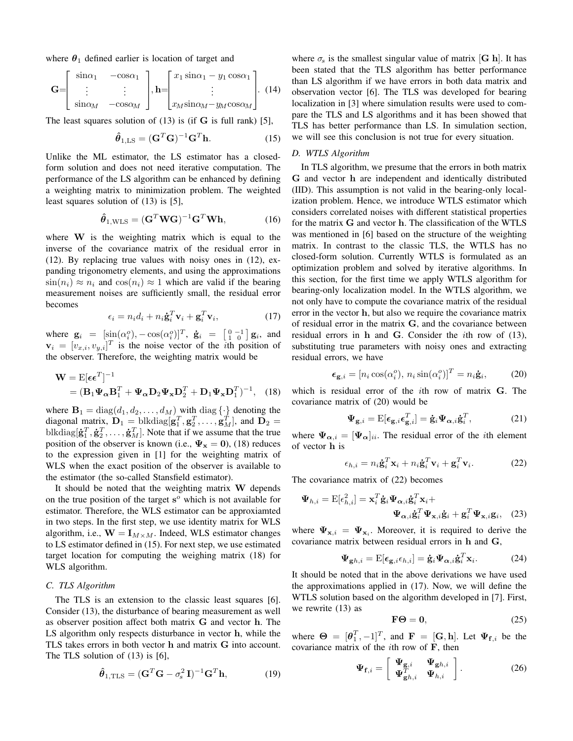where $\boldsymbol{\theta}_1$ defined earlier is location of target and

$$\mathbf{G}=\begin{bmatrix} \sin\alpha_1 & -\cos\alpha_1 \\ \vdots & \vdots \\ \sin\alpha_M & -\cos\alpha_M \end{bmatrix}, \mathbf{h}=\begin{bmatrix} x_1 \sin\alpha_1 - y_1 \cos\alpha_1 \\ \vdots \\ x_M \sin\alpha_M - y_M \cos\alpha_M \end{bmatrix}. \quad (14)$$

The least squares solution of (13) is (if $\mathbf{G}$ is full rank) [5],

$$\hat{\boldsymbol{\theta}}_{1,\text{LS}} = (\mathbf{G}^T\mathbf{G})^{-1}\mathbf{G}^T\mathbf{h}. \quad (15)$$

Unlike the ML estimator, the LS estimator has a closed-form solution and does not need iterative computation. The performance of the LS algorithm can be enhanced by defining a weighting matrix to minimization problem. The weighted least squares solution of (13) is [5],

$$\hat{\boldsymbol{\theta}}_{1,\text{WLS}} = (\mathbf{G}^T\mathbf{W}\mathbf{G})^{-1}\mathbf{G}^T\mathbf{W}\mathbf{h}, \quad (16)$$

where $\mathbf{W}$ is the weighting matrix which is equal to the inverse of the covariance matrix of the residual error in (12). By replacing true values with noisy ones in (12), expanding trigonometry elements, and using the approximations $\sin(n_i) \approx n_i$ and $\cos(n_i) \approx 1$ which are valid if the bearing measurement noises are sufficiently small, the residual error becomes

$$\epsilon_i = n_i d_i + n_i \dot{\mathbf{g}}_i^T \mathbf{v}_i + \mathbf{g}_i^T \mathbf{v}_i, \quad (17)$$

where $\mathbf{g}_i = [\sin(\alpha_i^o), -\cos(\alpha_i^o)]^T$, $\dot{\mathbf{g}}_i = \begin{bmatrix} 0 & -1 \\ 1 & 0 \end{bmatrix} \mathbf{g}_i$, and $\mathbf{v}_i = [v_{x,i}, v_{y,i}]^T$ is the noise vector of the $i$th position of the observer. Therefore, the weighting matrix would be

$$\begin{aligned}\mathbf{W} &= \text{E}[\boldsymbol{\epsilon}\boldsymbol{\epsilon}^T]^{-1} \\ &= (\mathbf{B}_1 \boldsymbol{\Psi}_{\boldsymbol{\alpha}} \mathbf{B}_1^T + \boldsymbol{\Psi}_{\boldsymbol{\alpha}} \mathbf{D}_2 \boldsymbol{\Psi}_{\mathbf{x}} \mathbf{D}_2^T + \mathbf{D}_1 \boldsymbol{\Psi}_{\mathbf{x}} \mathbf{D}_1^T)^{-1}, \quad (18)\end{aligned}$$

where $\mathbf{B}_1 = \text{diag}(d_1, d_2, \ldots, d_M)$ with $\text{diag}\{\cdot\}$ denoting the diagonal matrix, $\mathbf{D}_1 = \text{blkdiag}[\mathbf{g}_1^T, \mathbf{g}_2^T, \ldots, \mathbf{g}_M^T]$, and $\mathbf{D}_2 = \text{blkdiag}[\dot{\mathbf{g}}_1^T, \dot{\mathbf{g}}_2^T, \ldots, \dot{\mathbf{g}}_M^T]$. Note that if we assume that the true position of the observer is known (i.e., $\boldsymbol{\Psi}_{\mathbf{x}} = \mathbf{0}$), (18) reduces to the expression given in [1] for the weighting matrix of WLS when the exact position of the observer is available to the estimator (the so-called Stansfield estimator).

It should be noted that the weighting matrix $\mathbf{W}$ depends on the true position of the target $\mathbf{s}^o$ which is not available for estimator. Therefore, the WLS estimator can be approxiamted in two steps. In the first step, we use identity matrix for WLS algorithm, i.e., $\mathbf{W} = \mathbf{I}_{M \times M}$. Indeed, WLS estimator changes to LS estimator defined in (15). For next step, we use estimated target location for computing the weighing matrix (18) for WLS algorithm.

### C. TLS Algorithm

The TLS is an extension to the classic least squares [6]. Consider (13), the disturbance of bearing measurement as well as observer position affect both matrix $\mathbf{G}$ and vector $\mathbf{h}$. The LS algorithm only respects disturbance in vector $\mathbf{h}$, while the TLS takes errors in both vector $\mathbf{h}$ and matrix $\mathbf{G}$ into account. The TLS solution of (13) is [6],

$$\hat{\boldsymbol{\theta}}_{1,\text{TLS}} = (\mathbf{G}^T\mathbf{G} - \sigma_s^2 \mathbf{I})^{-1}\mathbf{G}^T\mathbf{h}, \quad (19)$$

where $\sigma_s$ is the smallest singular value of matrix $[\mathbf{G}\ \mathbf{h}]$. It has been stated that the TLS algorithm has better performance than LS algorithm if we have errors in both data matrix and observation vector [6]. The TLS was developed for bearing localization in [3] where simulation results were used to compare the TLS and LS algorithms and it has been showed that TLS has better performance than LS. In simulation section, we will see this conclusion is not true for every situation.

### D. WTLS Algorithm

In TLS algorithm, we presume that the errors in both matrix $\mathbf{G}$ and vector $\mathbf{h}$ are independent and identically distributed (IID). This assumption is not valid in the bearing-only localization problem. Hence, we introduce WTLS estimator which considers correlated noises with different statistical properties for the matrix $\mathbf{G}$ and vector $\mathbf{h}$. The classification of the WTLS was mentioned in [6] based on the structure of the weighting matrix. In contrast to the classic TLS, the WTLS has no closed-form solution. Currently WTLS is formulated as an optimization problem and solved by iterative algorithms. In this section, for the first time we apply WTLS algorithm for bearing-only localization model. In the WTLS algorithm, we not only have to compute the covariance matrix of the residual error in the vector $\mathbf{h}$, but also we require the covariance matrix of residual error in the matrix $\mathbf{G}$, and the covariance between residual errors in $\mathbf{h}$ and $\mathbf{G}$. Consider the $i$th row of (13), substituting true parameters with noisy ones and extracting residual errors, we have

$$\boldsymbol{\epsilon}_{\mathbf{g},i} = [n_i \cos(\alpha_i^o),\ n_i \sin(\alpha_i^o)]^T = n_i \dot{\mathbf{g}}_i, \quad (20)$$

which is residual error of the $i$th row of matrix $\mathbf{G}$. The covariance matrix of (20) would be

$$\boldsymbol{\Psi}_{\mathbf{g},i} = \text{E}[\boldsymbol{\epsilon}_{\mathbf{g},i}\boldsymbol{\epsilon}_{\mathbf{g},i}^T] = \dot{\mathbf{g}}_i \boldsymbol{\Psi}_{\boldsymbol{\alpha},i} \dot{\mathbf{g}}_i^T, \quad (21)$$

where $\boldsymbol{\Psi}_{\boldsymbol{\alpha},i} = [\boldsymbol{\Psi}_{\boldsymbol{\alpha}}]_{ii}$. The residual error of the $i$th element of vector $\mathbf{h}$ is

$$\epsilon_{h,i} = n_i \dot{\mathbf{g}}_i^T \mathbf{x}_i + n_i \dot{\mathbf{g}}_i^T \mathbf{v}_i + \mathbf{g}_i^T \mathbf{v}_i. \quad (22)$$

The covariance matrix of (22) becomes

$$\begin{aligned}\boldsymbol{\Psi}_{h,i} = \text{E}[\epsilon_{h,i}^2] = \mathbf{x}_i^T \dot{\mathbf{g}}_i \boldsymbol{\Psi}_{\boldsymbol{\alpha},i} \dot{\mathbf{g}}_i^T \mathbf{x}_i + \\ \boldsymbol{\Psi}_{\boldsymbol{\alpha},i} \dot{\mathbf{g}}_i^T \boldsymbol{\Psi}_{\mathbf{x},i} \dot{\mathbf{g}}_i + \mathbf{g}_i^T \boldsymbol{\Psi}_{\mathbf{x},i} \mathbf{g}_i, \quad (23)\end{aligned}$$

where $\boldsymbol{\Psi}_{\mathbf{x},i} = \boldsymbol{\Psi}_{\mathbf{x}_i}$. Moreover, it is required to derive the covariance matrix between residual errors in $\mathbf{h}$ and $\mathbf{G}$,

$$\boldsymbol{\Psi}_{\mathbf{g}h,i} = \text{E}[\boldsymbol{\epsilon}_{\mathbf{g},i}\epsilon_{h,i}] = \dot{\mathbf{g}}_i \boldsymbol{\Psi}_{\boldsymbol{\alpha},i} \dot{\mathbf{g}}_i^T \mathbf{x}_i. \quad (24)$$

It should be noted that in the above derivations we have used the approximations applied in (17). Now, we will define the WTLS solution based on the algorithm developed in [7]. First, we rewrite (13) as

$$\mathbf{F}\boldsymbol{\Theta} = \mathbf{0}, \quad (25)$$

where $\boldsymbol{\Theta} = [\boldsymbol{\theta}_1^T, -1]^T$, and $\mathbf{F} = [\mathbf{G}, \mathbf{h}]$. Let $\boldsymbol{\Psi}_{\mathbf{f},i}$ be the covariance matrix of the $i$th row of $\mathbf{F}$, then

$$\boldsymbol{\Psi}_{\mathbf{f},i} = \begin{bmatrix} \boldsymbol{\Psi}_{\mathbf{g},i} & \boldsymbol{\Psi}_{\mathbf{g}h,i} \\ \boldsymbol{\Psi}_{\mathbf{g}h,i}^T & \boldsymbol{\Psi}_{h,i} \end{bmatrix}. \quad (26)$$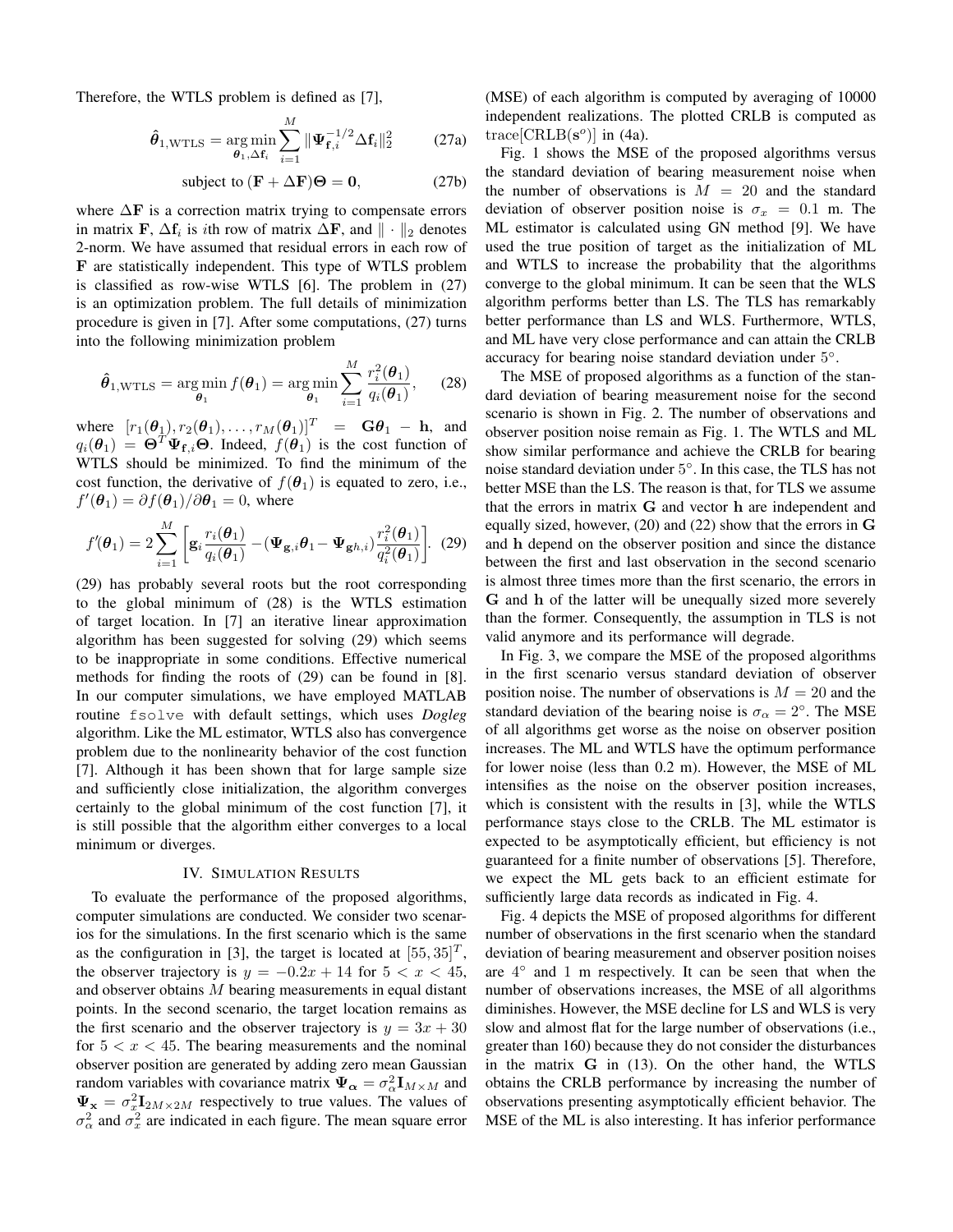Therefore, the WTLS problem is defined as [7],

$$\hat{\boldsymbol{\theta}}_{1,\mathrm{WTLS}} = \underset{\boldsymbol{\theta}_1, \Delta \mathbf{f}_i}{\arg\min} \sum_{i=1}^{M} \|\boldsymbol{\Psi}_{\mathbf{f},i}^{-1/2} \Delta \mathbf{f}_i\|_2^2 \tag{27a}$$

$$\text{subject to } (\mathbf{F} + \Delta \mathbf{F})\boldsymbol{\Theta} = \mathbf{0}, \tag{27b}$$

where $\Delta \mathbf{F}$ is a correction matrix trying to compensate errors in matrix $\mathbf{F}$, $\Delta \mathbf{f}_i$ is $i$th row of matrix $\Delta \mathbf{F}$, and $\| \cdot \|_2$ denotes 2-norm. We have assumed that residual errors in each row of $\mathbf{F}$ are statistically independent. This type of WTLS problem is classified as row-wise WTLS [6]. The problem in (27) is an optimization problem. The full details of minimization procedure is given in [7]. After some computations, (27) turns into the following minimization problem

$$\hat{\boldsymbol{\theta}}_{1,\mathrm{WTLS}} = \underset{\boldsymbol{\theta}_1}{\arg\min} f(\boldsymbol{\theta}_1) = \underset{\boldsymbol{\theta}_1}{\arg\min} \sum_{i=1}^{M} \frac{r_i^2(\boldsymbol{\theta}_1)}{q_i(\boldsymbol{\theta}_1)}, \tag{28}$$

where $[r_1(\boldsymbol{\theta}_1), r_2(\boldsymbol{\theta}_1), \ldots, r_M(\boldsymbol{\theta}_1)]^T = \mathbf{G}\boldsymbol{\theta}_1 - \mathbf{h}$, and $q_i(\boldsymbol{\theta}_1) = \boldsymbol{\Theta}^T \boldsymbol{\Psi}_{\mathbf{f},i} \boldsymbol{\Theta}$. Indeed, $f(\boldsymbol{\theta}_1)$ is the cost function of WTLS should be minimized. To find the minimum of the cost function, the derivative of $f(\boldsymbol{\theta}_1)$ is equated to zero, i.e., $f'(\boldsymbol{\theta}_1) = \partial f(\boldsymbol{\theta}_1)/\partial \boldsymbol{\theta}_1 = 0$, where

$$f'(\boldsymbol{\theta}_1) = 2\sum_{i=1}^{M} \left[ \mathbf{g}_i \frac{r_i(\boldsymbol{\theta}_1)}{q_i(\boldsymbol{\theta}_1)} - (\boldsymbol{\Psi}_{\mathbf{g},i}\boldsymbol{\theta}_1 - \boldsymbol{\Psi}_{\mathbf{g}h,i}) \frac{r_i^2(\boldsymbol{\theta}_1)}{q_i^2(\boldsymbol{\theta}_1)} \right]. \tag{29}$$

(29) has probably several roots but the root corresponding to the global minimum of (28) is the WTLS estimation of target location. In [7] an iterative linear approximation algorithm has been suggested for solving (29) which seems to be inappropriate in some conditions. Effective numerical methods for finding the roots of (29) can be found in [8]. In our computer simulations, we have employed MATLAB routine `fsolve` with default settings, which uses *Dogleg* algorithm. Like the ML estimator, WTLS also has convergence problem due to the nonlinearity behavior of the cost function [7]. Although it has been shown that for large sample size and sufficiently close initialization, the algorithm converges certainly to the global minimum of the cost function [7], it is still possible that the algorithm either converges to a local minimum or diverges.

## IV. Simulation Results

To evaluate the performance of the proposed algorithms, computer simulations are conducted. We consider two scenarios for the simulations. In the first scenario which is the same as the configuration in [3], the target is located at $[55, 35]^T$, the observer trajectory is $y = -0.2x + 14$ for $5 < x < 45$, and observer obtains $M$ bearing measurements in equal distant points. In the second scenario, the target location remains as the first scenario and the observer trajectory is $y = 3x + 30$ for $5 < x < 45$. The bearing measurements and the nominal observer position are generated by adding zero mean Gaussian random variables with covariance matrix $\boldsymbol{\Psi}_{\boldsymbol{\alpha}} = \sigma_\alpha^2 \mathbf{I}_{M\times M}$ and $\boldsymbol{\Psi}_{\mathbf{x}} = \sigma_x^2 \mathbf{I}_{2M\times 2M}$ respectively to true values. The values of $\sigma_\alpha^2$ and $\sigma_x^2$ are indicated in each figure. The mean square error (MSE) of each algorithm is computed by averaging of 10000 independent realizations. The plotted CRLB is computed as $\mathrm{trace}[\mathrm{CRLB}(\mathbf{s}^o)]$ in (4a).

Fig. 1 shows the MSE of the proposed algorithms versus the standard deviation of bearing measurement noise when the number of observations is $M = 20$ and the standard deviation of observer position noise is $\sigma_x = 0.1$ m. The ML estimator is calculated using GN method [9]. We have used the true position of target as the initialization of ML and WTLS to increase the probability that the algorithms converge to the global minimum. It can be seen that the WLS algorithm performs better than LS. The TLS has remarkably better performance than LS and WLS. Furthermore, WTLS, and ML have very close performance and can attain the CRLB accuracy for bearing noise standard deviation under $5^\circ$.

The MSE of proposed algorithms as a function of the standard deviation of bearing measurement noise for the second scenario is shown in Fig. 2. The number of observations and observer position noise remain as Fig. 1. The WTLS and ML show similar performance and achieve the CRLB for bearing noise standard deviation under $5^\circ$. In this case, the TLS has not better MSE than the LS. The reason is that, for TLS we assume that the errors in matrix $\mathbf{G}$ and vector $\mathbf{h}$ are independent and equally sized, however, (20) and (22) show that the errors in $\mathbf{G}$ and $\mathbf{h}$ depend on the observer position and since the distance between the first and last observation in the second scenario is almost three times more than the first scenario, the errors in $\mathbf{G}$ and $\mathbf{h}$ of the latter will be unequally sized more severely than the former. Consequently, the assumption in TLS is not valid anymore and its performance will degrade.

In Fig. 3, we compare the MSE of the proposed algorithms in the first scenario versus standard deviation of observer position noise. The number of observations is $M = 20$ and the standard deviation of the bearing noise is $\sigma_\alpha = 2^\circ$. The MSE of all algorithms get worse as the noise on observer position increases. The ML and WTLS have the optimum performance for lower noise (less than 0.2 m). However, the MSE of ML intensifies as the noise on the observer position increases, which is consistent with the results in [3], while the WTLS performance stays close to the CRLB. The ML estimator is expected to be asymptotically efficient, but efficiency is not guaranteed for a finite number of observations [5]. Therefore, we expect the ML gets back to an efficient estimate for sufficiently large data records as indicated in Fig. 4.

Fig. 4 depicts the MSE of proposed algorithms for different number of observations in the first scenario when the standard deviation of bearing measurement and observer position noises are $4^\circ$ and 1 m respectively. It can be seen that when the number of observations increases, the MSE of all algorithms diminishes. However, the MSE decline for LS and WLS is very slow and almost flat for the large number of observations (i.e., greater than 160) because they do not consider the disturbances in the matrix $\mathbf{G}$ in (13). On the other hand, the WTLS obtains the CRLB performance by increasing the number of observations presenting asymptotically efficient behavior. The MSE of the ML is also interesting. It has inferior performance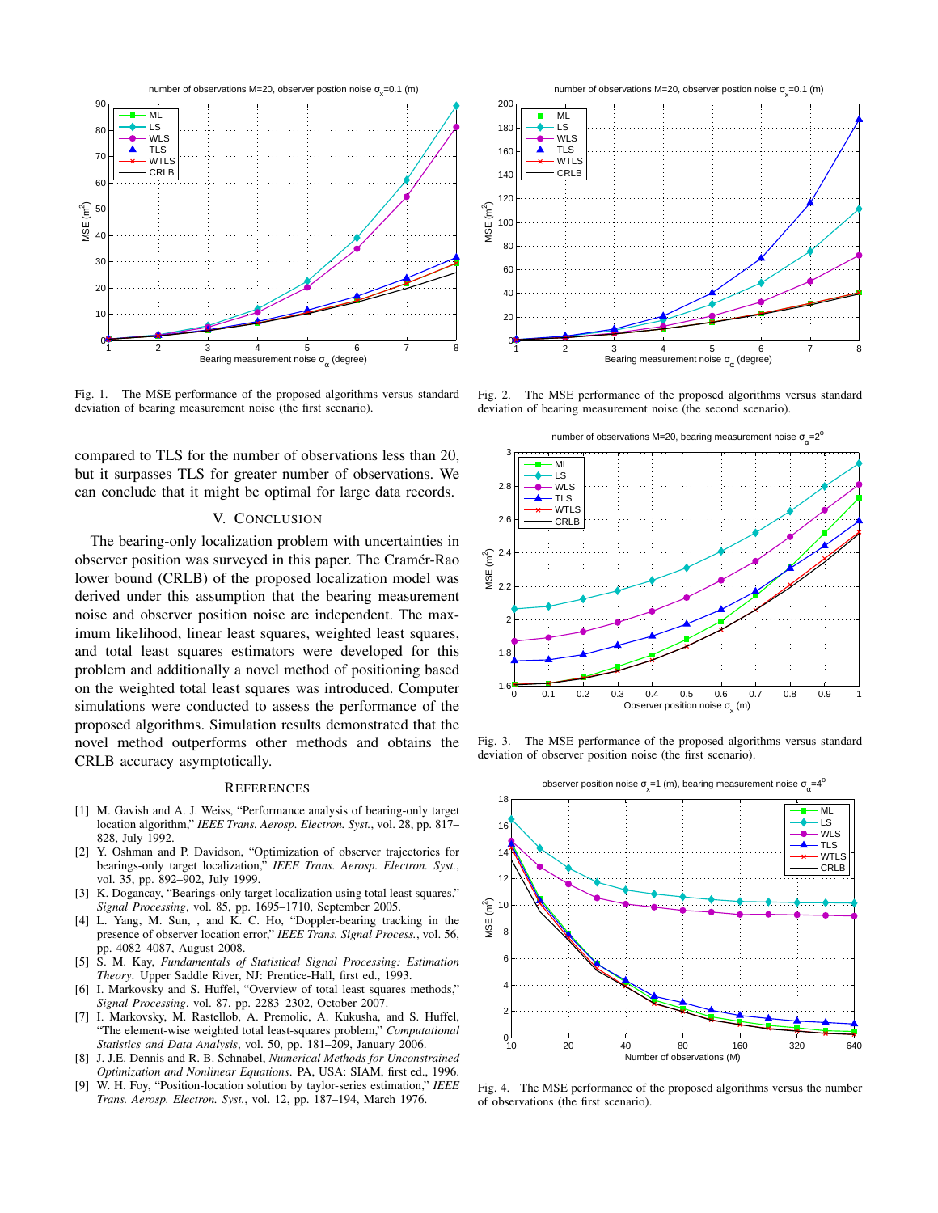number of observations M=20, observer postion noise $\sigma_x$=0.1 (m)

MSE (m$^2$)

Bearing measurement noise $\sigma_\alpha$ (degree)

ML
LS
WLS
TLS
WTLS
CRLB

Fig. 1. The MSE performance of the proposed algorithms versus standard deviation of bearing measurement noise (the first scenario).

number of observations M=20, observer postion noise $\sigma_x$=0.1 (m)

MSE (m$^2$)

Bearing measurement noise $\sigma_\alpha$ (degree)

ML
LS
WLS
TLS
WTLS
CRLB

Fig. 2. The MSE performance of the proposed algorithms versus standard deviation of bearing measurement noise (the second scenario).

compared to TLS for the number of observations less than 20, but it surpasses TLS for greater number of observations. We can conclude that it might be optimal for large data records.

## V. Conclusion

The bearing-only localization problem with uncertainties in observer position was surveyed in this paper. The Cramér-Rao lower bound (CRLB) of the proposed localization model was derived under this assumption that the bearing measurement noise and observer position noise are independent. The maximum likelihood, linear least squares, weighted least squares, and total least squares estimators were developed for this problem and additionally a novel method of positioning based on the weighted total least squares was introduced. Computer simulations were conducted to assess the performance of the proposed algorithms. Simulation results demonstrated that the novel method outperforms other methods and obtains the CRLB accuracy asymptotically.

number of observations M=20, bearing measurement noise $\sigma_\alpha$=2$^o$

MSE (m$^2$)

Observer position noise $\sigma_x$ (m)

ML
LS
WLS
TLS
WTLS
CRLB

Fig. 3. The MSE performance of the proposed algorithms versus standard deviation of observer position noise (the first scenario).

observer position noise $\sigma_x$=1 (m), bearing measurement noise $\sigma_\alpha$=4$^o$

MSE (m$^2$)

Number of observations (M)

ML
LS
WLS
TLS
WTLS
CRLB

Fig. 4. The MSE performance of the proposed algorithms versus the number of observations (the first scenario).

## References

[1] M. Gavish and A. J. Weiss, "Performance analysis of bearing-only target location algorithm," *IEEE Trans. Aerosp. Electron. Syst.*, vol. 28, pp. 817–828, July 1992.

[2] Y. Oshman and P. Davidson, "Optimization of observer trajectories for bearings-only target localization," *IEEE Trans. Aerosp. Electron. Syst.*, vol. 35, pp. 892–902, July 1999.

[3] K. Dogancay, "Bearings-only target localization using total least squares," *Signal Processing*, vol. 85, pp. 1695–1710, September 2005.

[4] L. Yang, M. Sun, , and K. C. Ho, "Doppler-bearing tracking in the presence of observer location error," *IEEE Trans. Signal Process.*, vol. 56, pp. 4082–4087, August 2008.

[5] S. M. Kay, *Fundamentals of Statistical Signal Processing: Estimation Theory*. Upper Saddle River, NJ: Prentice-Hall, first ed., 1993.

[6] I. Markovsky and S. Huffel, "Overview of total least squares methods," *Signal Processing*, vol. 87, pp. 2283–2302, October 2007.

[7] I. Markovsky, M. Rastellob, A. Premolic, A. Kukusha, and S. Huffel, "The element-wise weighted total least-squares problem," *Computational Statistics and Data Analysis*, vol. 50, pp. 181–209, January 2006.

[8] J. J.E. Dennis and R. B. Schnabel, *Numerical Methods for Unconstrained Optimization and Nonlinear Equations*. PA, USA: SIAM, first ed., 1996.

[9] W. H. Foy, "Position-location solution by taylor-series estimation," *IEEE Trans. Aerosp. Electron. Syst.*, vol. 12, pp. 187–194, March 1976.